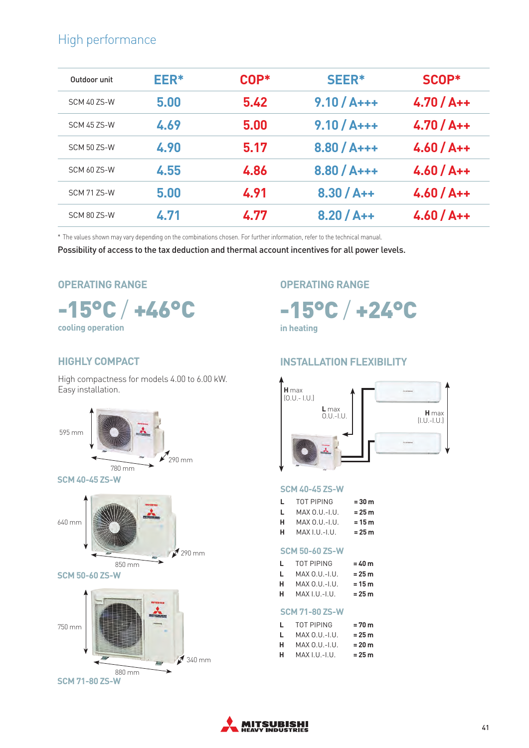# High performance

| Outdoor unit | EER* | COP* | SEER* | SCOP* |
|---|---|---|---|---|
| SCM 40 ZS-W | 5.00 | 5.42 | 9.10 / A+++ | 4.70 / A++ |
| SCM 45 ZS-W | 4.69 | 5.00 | 9.10 / A+++ | 4.70 / A++ |
| SCM 50 ZS-W | 4.90 | 5.17 | 8.80 / A+++ | 4.60 / A++ |
| SCM 60 ZS-W | 4.55 | 4.86 | 8.80 / A+++ | 4.60 / A++ |
| SCM 71 ZS-W | 5.00 | 4.91 | 8.30 / A++ | 4.60 / A++ |
| SCM 80 ZS-W | 4.71 | 4.77 | 8.20 / A++ | 4.60 / A++ |

* The values shown may vary depending on the combinations chosen. For further information, refer to the technical manual.

Possibility of access to the tax deduction and thermal account incentives for all power levels.

## OPERATING RANGE

**-15°C / +46°C**

cooling operation

## OPERATING RANGE

**-15°C / +24°C**

in heating

## HIGHLY COMPACT

High compactness for models 4.00 to 6.00 kW.
Easy installation.

595 mm
780 mm
290 mm

SCM 40-45 ZS-W

640 mm
850 mm
290 mm

SCM 50-60 ZS-W

750 mm
880 mm
340 mm

SCM 71-80 ZS-W

## INSTALLATION FLEXIBILITY

H max (O.U.- I.U.)
L max O.U.-I.U.
H max (I.U.-I.U.)

### SCM 40-45 ZS-W

| | | |
|---|---|---|
| L | TOT PIPING | = 30 m |
| L | MAX O.U.-I.U. | = 25 m |
| H | MAX O.U.-I.U. | = 15 m |
| H | MAX I.U.-I.U. | = 25 m |

### SCM 50-60 ZS-W

| | | |
|---|---|---|
| L | TOT PIPING | = 40 m |
| L | MAX O.U.-I.U. | = 25 m |
| H | MAX O.U.-I.U. | = 15 m |
| H | MAX I.U.-I.U. | = 25 m |

### SCM 71-80 ZS-W

| | | |
|---|---|---|
| L | TOT PIPING | = 70 m |
| L | MAX O.U.-I.U. | = 25 m |
| H | MAX O.U.-I.U. | = 20 m |
| H | MAX I.U.-I.U. | = 25 m |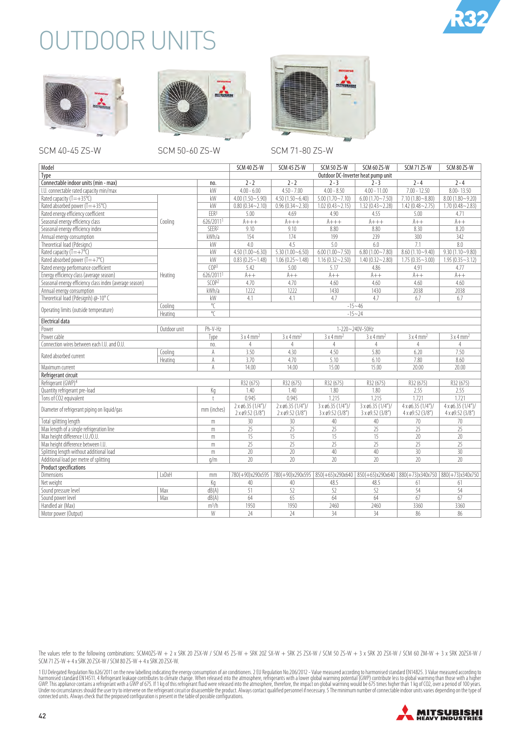# OUTDOOR UNITS

R32

SCM 40-45 ZS-W

SCM 50-60 ZS-W

SCM 71-80 ZS-W

| Model | | | SCM 40 ZS-W | SCM 45 ZS-W | SCM 50 ZS-W | SCM 60 ZS-W | SCM 71 ZS-W | SCM 80 ZS-W |
|---|---|---|---|---|---|---|---|---|
| Type | | | Outdoor DC-Inverter heat pump unit | | | | | |
| Connectable indoor units (min - max) | | no. | 2 - 2 | 2 - 2 | 2 - 3 | 2 - 3 | 2 - 4 | 2 - 4 |
| I.U. connectable rated capacity min/max | | kW | 4.00 - 6.00 | 4.50 - 7.00 | 4.00 - 8.50 | 4.00 - 11.00 | 7.00 - 12.50 | 8.00- 13.50 |
| Rated capacity (T=+35°C) | Cooling | kW | 4.00 (1.50~5.90) | 4.50 (1.50~6.40) | 5.00 (1.70~7.10) | 6.00 (1.70~7.50) | 7.10 (1.80~8.80) | 8.00 (1.80~9.20) |
| Rated absorbed power (T=+35°C) | Cooling | kW | 0.80 (0.34~2.10) | 0.96 (0.34~2.30) | 1.02 (0.43~2.15) | 1.32 (0.43~2.28) | 1.42 (0.48~2.75) | 1.70 (0.48~2.83) |
| Rated energy efficiency coefficient | Cooling | EER[3] | 5.00 | 4.69 | 4.90 | 4.55 | 5.00 | 4.71 |
| Seasonal energy efficiency class | Cooling | 626/2011[1] | A+++ | A+++ | A+++ | A++ | A++ | A++ |
| Seasonal energy efficiency index | Cooling | SEER[2] | 9.10 | 9.10 | 8.80 | 8.80 | 8.30 | 8.20 |
| Annual energy consumption | Cooling | kWh/a | 154 | 174 | 199 | 239 | 300 | 342 |
| Theoretical load (Pdesignc) | Cooling | kW | 4.0 | 4.5 | 5.0 | 6.0 | 7.1 | 8.0 |
| Rated capacity (T=+7°C) | Heating | kW | 4.50 (1.00~6.30) | 5.30 (1.00~6.50) | 6.00 (1.00~7.50) | 6.80 (1.00~7.80) | 8.60 (1.10~9.40) | 9.30 (1.10~9.80) |
| Rated absorbed power (T=+7°C) | Heating | kW | 0.83 (0.25~1.48) | 1.06 (0.25~1.48) | 1.16 (0.32~2.50) | 1.40 (0.32~2.80) | 1.75 (0.35~3.00) | 1.95 (0.35~3.12) |
| Rated energy performance coefficient | Heating | COP[3] | 5.42 | 5.00 | 5.17 | 4.86 | 4.91 | 4.77 |
| Energy efficiency class (average season) | Heating | 626/2011[1] | A++ | A++ | A++ | A++ | A++ | A++ |
| Seasonal energy efficiency class index (average season) | Heating | SCOP[2] | 4.70 | 4.70 | 4.60 | 4.60 | 4.60 | 4.60 |
| Annual energy consumption | Heating | kWh/a | 1222 | 1222 | 1430 | 1430 | 2038 | 2038 |
| Theoretical load (Pdesignh) @-10° C | Heating | kW | 4.1 | 4.1 | 4.7 | 4.7 | 6.7 | 6.7 |
| Operating limits (outside temperature) | Cooling | °C | -15~46 | | | | | |
| | Heating | °C | -15~24 | | | | | |
| **Electrical data** | | | | | | | | |
| Power | Outdoor unit | Ph-V-Hz | 1-220~240V-50Hz | | | | | |
| Power cable | | Type | 3 x 4 mm² | 3 x 4 mm² | 3 x 4 mm² | 3 x 4 mm² | 3 x 4 mm² | 3 x 4 mm² |
| Connection wires between each I.U. and O.U. | | no. | 4 | 4 | 4 | 4 | 4 | 4 |
| Rated absorbed current | Cooling | A | 3.50 | 4.30 | 4.50 | 5.80 | 6.20 | 7.50 |
| | Heating | A | 3.70 | 4.70 | 5.10 | 6.10 | 7.80 | 8.60 |
| Maximum current | | A | 14.00 | 14.00 | 15.00 | 15.00 | 20.00 | 20.00 |
| **Refrigerant circuit** | | | | | | | | |
| Refrigerant (GWP)[4] | | | R32 (675) | R32 (675) | R32 (675) | R32 (675) | R32 (675) | R32 (675) |
| Quantity refrigerant pre-load | | Kg | 1.40 | 1.40 | 1.80 | 1.80 | 2.55 | 2.55 |
| Tons of CO2 equivalent | | t | 0.945 | 0.945 | 1.215 | 1.215 | 1.721 | 1.721 |
| Diameter of refrigerant piping on liquid/gas | | mm (inches) | 2 x ø6.35 (1/4")/ 2 x ø9.52 (3/8") | 2 x ø6.35 (1/4")/ 2 x ø9.52 (3/8") | 3 x ø6.35 (1/4")/ 3 x ø9.52 (3/8") | 3 x ø6.35 (1/4")/ 3 x ø9.52 (3/8") | 4 x ø6.35 (1/4")/ 4 x ø9.52 (3/8") | 4 x ø6.35 (1/4")/ 4 x ø9.52 (3/8") |
| Total splitting length | | m | 30 | 30 | 40 | 40 | 70 | 70 |
| Max length of a single refrigeration line | | m | 25 | 25 | 25 | 25 | 25 | 25 |
| Max height difference I.U./O.U. | | m | 15 | 15 | 15 | 15 | 20 | 20 |
| Max height difference between I.U. | | m | 25 | 25 | 25 | 25 | 25 | 25 |
| Splitting length without additional load | | m | 20 | 20 | 40 | 40 | 30 | 30 |
| Additional load per metre of splitting | | g/m | 20 | 20 | 20 | 20 | 20 | 20 |
| **Product specifications** | | | | | | | | |
| Dimensions | LxDxH | mm | 780(+90)x290x595 | 780(+90)x290x595 | 850(+65)x290x640 | 850(+65)x290x640 | 880(+73)x340x750 | 880(+73)x340x750 |
| Net weight | | Kg | 40 | 40 | 48.5 | 48.5 | 61 | 61 |
| Sound pressure level | Max | dB(A) | 51 | 52 | 52 | 52 | 54 | 54 |
| Sound power level | Max | dB(A) | 64 | 65 | 64 | 64 | 67 | 67 |
| Handled air (Max) | | m³/h | 1950 | 1950 | 2460 | 2460 | 3360 | 3360 |
| Motor power (Output) | | W | 24 | 24 | 34 | 34 | 86 | 86 |

The values refer to the following combinations: SCM40ZS-W + 2 x SRK 20 ZSX-W / SCM 45 ZS-W + SRK 20Z SX-W + SRK 25 ZSX-W / SCM 50 ZS-W + 3 x SRK 20 ZSX-W / SCM 60 ZM-W + 3 x SRK 20ZSX-W / SCM 71 ZS-W + 4 x SRK 20 ZSX-W / SCM 80 ZS-W + 4 x SRK 20 ZSX-W.

1 EU Delegated Regulation No.626/2011 on the new labelling indicating the energy consumption of air conditioners. 2 EU Regulation No.206/2012 - Value measured according to harmonised standard EN14825. 3 Value measured according to harmonised standard EN14511. 4 Refrigerant leakage contributes to climate change. When released into the atmosphere, refrigerants with a lower global warming potential (GWP) contribute less to global warming than those with a higher GWP. This appliance contains a refrigerant with a GWP of 675. If 1 kg of this refrigerant fluid were released into the atmosphere, therefore, the impact on global warming would be 675 times higher than 1 kg of CO2, over a period of 100 years. Under no circumstances should the user try to intervene on the refrigerant circuit or disassemble the product. Always contact qualified personnel if necessary. 5 The minimum number of connectable indoor units varies depending on the type of connected units. Always check that the proposed configuration is present in the table of possible configurations.

MITSUBISHI HEAVY INDUSTRIES